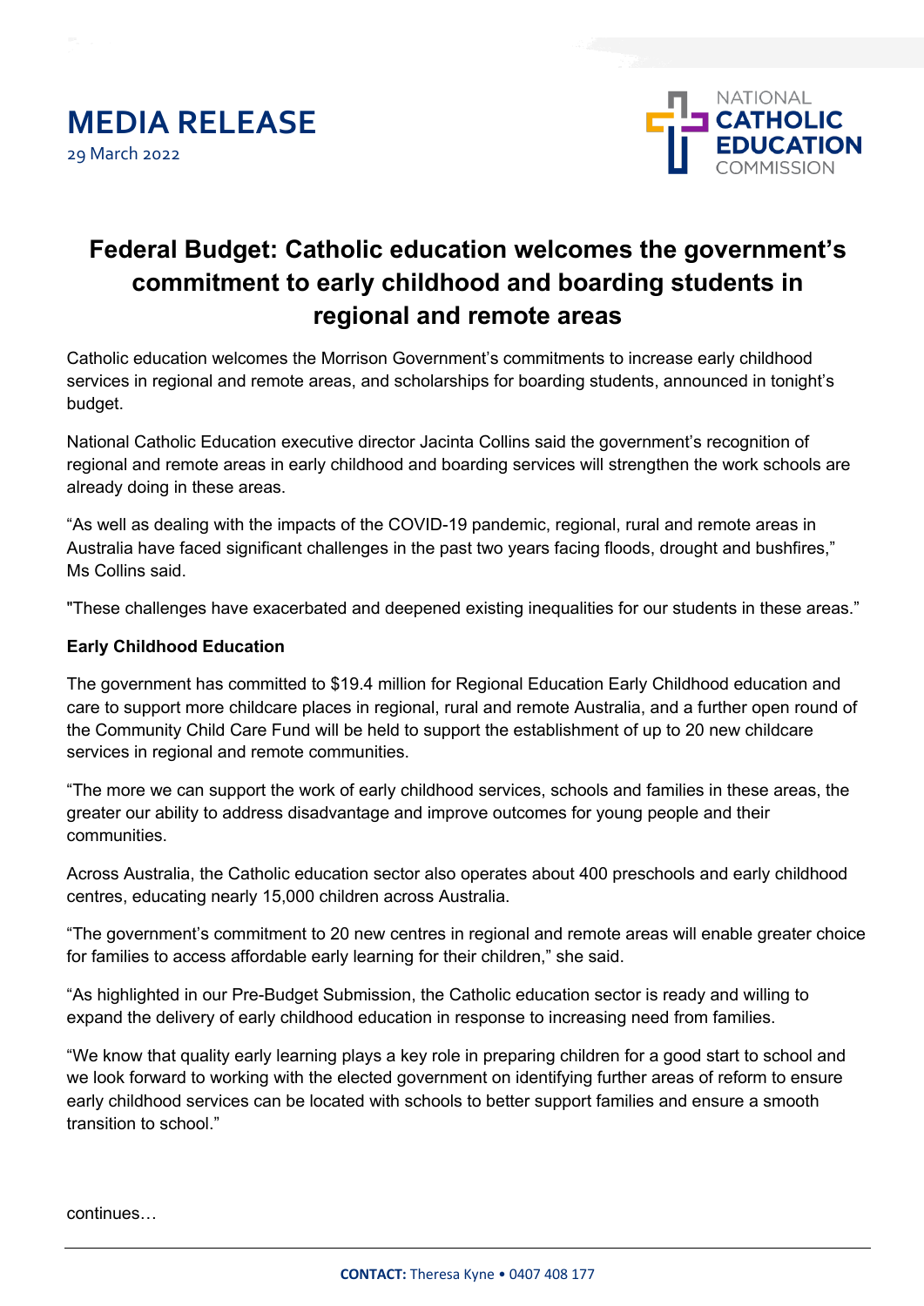# MEDIA RELEASE

29 March 2022

NATIONAL CATHOLIC EDUCATION COMMISSION

## Federal Budget: Catholic education welcomes the government's commitment to early childhood and boarding students in regional and remote areas

Catholic education welcomes the Morrison Government's commitments to increase early childhood services in regional and remote areas, and scholarships for boarding students, announced in tonight's budget.

National Catholic Education executive director Jacinta Collins said the government's recognition of regional and remote areas in early childhood and boarding services will strengthen the work schools are already doing in these areas.

"As well as dealing with the impacts of the COVID-19 pandemic, regional, rural and remote areas in Australia have faced significant challenges in the past two years facing floods, drought and bushfires," Ms Collins said.

"These challenges have exacerbated and deepened existing inequalities for our students in these areas."

**Early Childhood Education**

The government has committed to $19.4 million for Regional Education Early Childhood education and care to support more childcare places in regional, rural and remote Australia, and a further open round of the Community Child Care Fund will be held to support the establishment of up to 20 new childcare services in regional and remote communities.

"The more we can support the work of early childhood services, schools and families in these areas, the greater our ability to address disadvantage and improve outcomes for young people and their communities.

Across Australia, the Catholic education sector also operates about 400 preschools and early childhood centres, educating nearly 15,000 children across Australia.

"The government's commitment to 20 new centres in regional and remote areas will enable greater choice for families to access affordable early learning for their children," she said.

"As highlighted in our Pre-Budget Submission, the Catholic education sector is ready and willing to expand the delivery of early childhood education in response to increasing need from families.

"We know that quality early learning plays a key role in preparing children for a good start to school and we look forward to working with the elected government on identifying further areas of reform to ensure early childhood services can be located with schools to better support families and ensure a smooth transition to school."

continues…

**CONTACT:** Theresa Kyne • 0407 408 177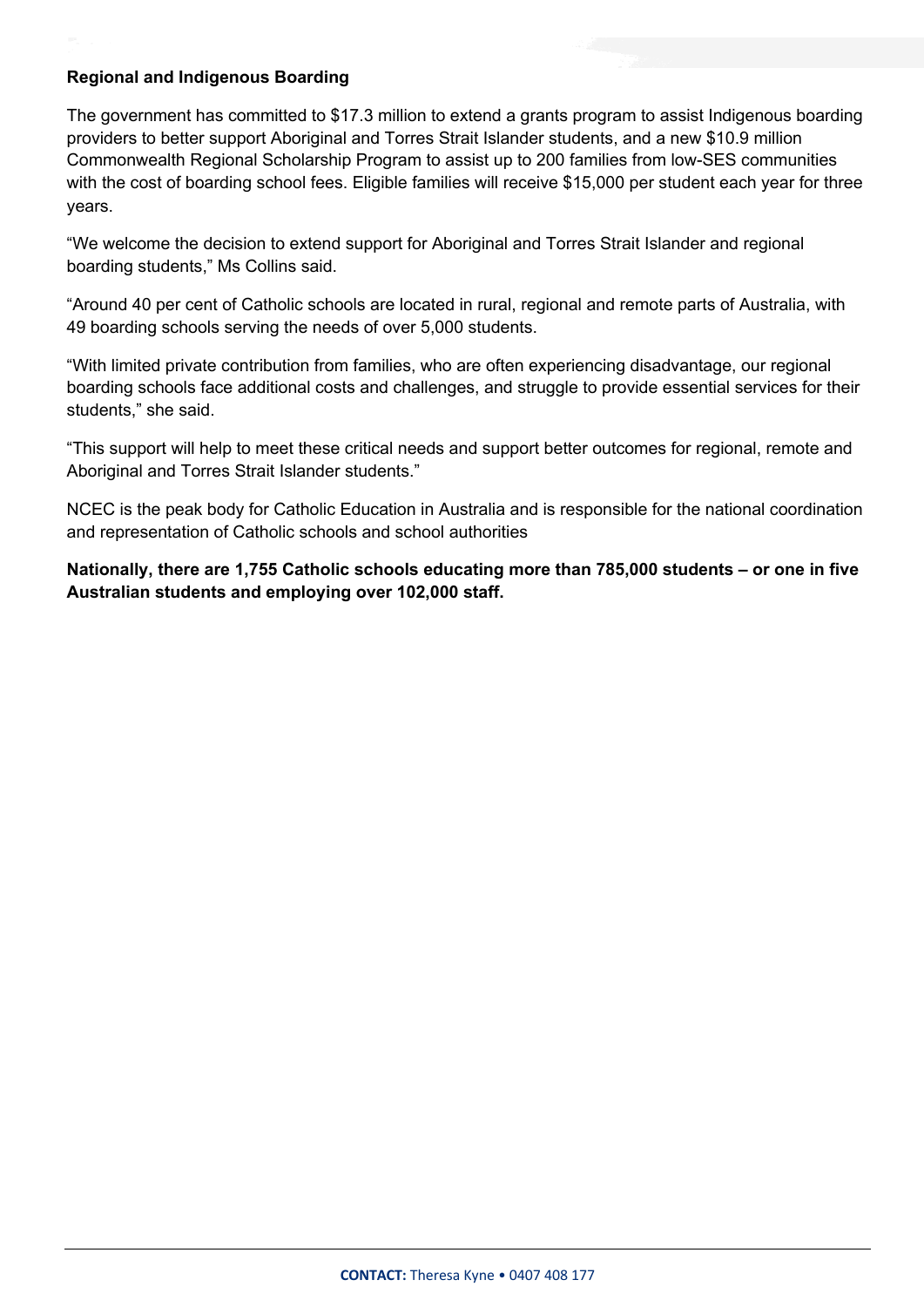**Regional and Indigenous Boarding**

The government has committed to $17.3 million to extend a grants program to assist Indigenous boarding providers to better support Aboriginal and Torres Strait Islander students, and a new $10.9 million Commonwealth Regional Scholarship Program to assist up to 200 families from low-SES communities with the cost of boarding school fees. Eligible families will receive $15,000 per student each year for three years.

"We welcome the decision to extend support for Aboriginal and Torres Strait Islander and regional boarding students," Ms Collins said.

"Around 40 per cent of Catholic schools are located in rural, regional and remote parts of Australia, with 49 boarding schools serving the needs of over 5,000 students.

"With limited private contribution from families, who are often experiencing disadvantage, our regional boarding schools face additional costs and challenges, and struggle to provide essential services for their students," she said.

"This support will help to meet these critical needs and support better outcomes for regional, remote and Aboriginal and Torres Strait Islander students."

NCEC is the peak body for Catholic Education in Australia and is responsible for the national coordination and representation of Catholic schools and school authorities

**Nationally, there are 1,755 Catholic schools educating more than 785,000 students – or one in five Australian students and employing over 102,000 staff.**

**CONTACT:** Theresa Kyne • 0407 408 177